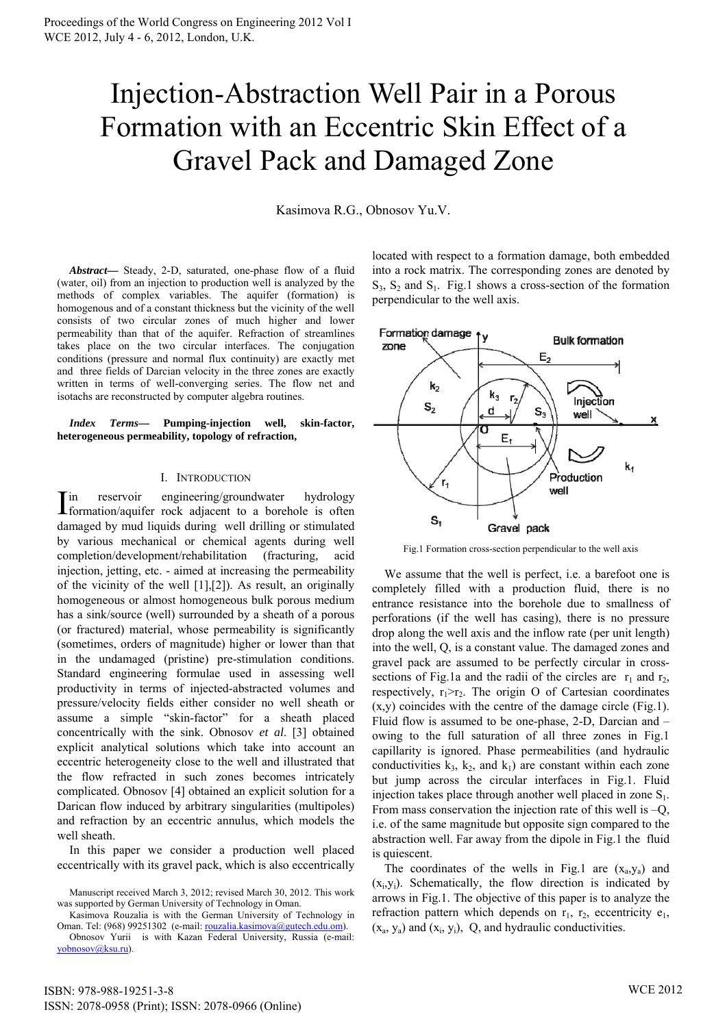// Proceedings header omitted

# Injection-Abstraction Well Pair in a Porous Formation with an Eccentric Skin Effect of a Gravel Pack and Damaged Zone

Kasimova R.G., Obnosov Yu.V.

***Abstract*—** Steady, 2-D, saturated, one-phase flow of a fluid (water, oil) from an injection to production well is analyzed by the methods of complex variables. The aquifer (formation) is homogenous and of a constant thickness but the vicinity of the well consists of two circular zones of much higher and lower permeability than that of the aquifer. Refraction of streamlines takes place on the two circular interfaces. The conjugation conditions (pressure and normal flux continuity) are exactly met and three fields of Darcian velocity in the three zones are exactly written in terms of well-converging series. The flow net and isotachs are reconstructed by computer algebra routines.

***Index Terms*—** **Pumping-injection well, skin-factor, heterogeneous permeability, topology of refraction,**

## I. Introduction

In reservoir engineering/groundwater hydrology formation/aquifer rock adjacent to a borehole is often damaged by mud liquids during well drilling or stimulated by various mechanical or chemical agents during well completion/development/rehabilitation (fracturing, acid injection, jetting, etc. - aimed at increasing the permeability of the vicinity of the well [1],[2]). As result, an originally homogeneous or almost homogeneous bulk porous medium has a sink/source (well) surrounded by a sheath of a porous (or fractured) material, whose permeability is significantly (sometimes, orders of magnitude) higher or lower than that in the undamaged (pristine) pre-stimulation conditions. Standard engineering formulae used in assessing well productivity in terms of injected-abstracted volumes and pressure/velocity fields either consider no well sheath or assume a simple "skin-factor" for a sheath placed concentrically with the sink. Obnosov *et al*. [3] obtained explicit analytical solutions which take into account an eccentric heterogeneity close to the well and illustrated that the flow refracted in such zones becomes intricately complicated. Obnosov [4] obtained an explicit solution for a Darican flow induced by arbitrary singularities (multipoles) and refraction by an eccentric annulus, which models the well sheath.

In this paper we consider a production well placed eccentrically with its gravel pack, which is also eccentrically located with respect to a formation damage, both embedded into a rock matrix. The corresponding zones are denoted by $S_3$, $S_2$ and $S_1$. Fig.1 shows a cross-section of the formation perpendicular to the well axis.

Fig.1 Formation cross-section perpendicular to the well axis

We assume that the well is perfect, i.e. a barefoot one is completely filled with a production fluid, there is no entrance resistance into the borehole due to smallness of perforations (if the well has casing), there is no pressure drop along the well axis and the inflow rate (per unit length) into the well, Q, is a constant value. The damaged zones and gravel pack are assumed to be perfectly circular in cross-sections of Fig.1a and the radii of the circles are $r_1$ and $r_2$, respectively, $r_1>r_2$. The origin O of Cartesian coordinates (x,y) coincides with the centre of the damage circle (Fig.1). Fluid flow is assumed to be one-phase, 2-D, Darcian and – owing to the full saturation of all three zones in Fig.1 capillarity is ignored. Phase permeabilities (and hydraulic conductivities $k_3$, $k_2$, and $k_1$) are constant within each zone but jump across the circular interfaces in Fig.1. Fluid injection takes place through another well placed in zone $S_1$. From mass conservation the injection rate of this well is $-Q$, i.e. of the same magnitude but opposite sign compared to the abstraction well. Far away from the dipole in Fig.1 the fluid is quiescent.

The coordinates of the wells in Fig.1 are $(x_a,y_a)$ and $(x_i,y_i)$. Schematically, the flow direction is indicated by arrows in Fig.1. The objective of this paper is to analyze the refraction pattern which depends on $r_1$, $r_2$, eccentricity $e_1$, $(x_a, y_a)$ and $(x_i, y_i)$, Q, and hydraulic conductivities.

---

Manuscript received March 3, 2012; revised March 30, 2012. This work was supported by German University of Technology in Oman.

Kasimova Rouzalia is with the German University of Technology in Oman. Tel: (968) 99251302 (e-mail: rouzalia.kasimova@gutech.edu.om).

Obnosov Yurii is with Kazan Federal University, Russia (e-mail: yobnosov@ksu.ru).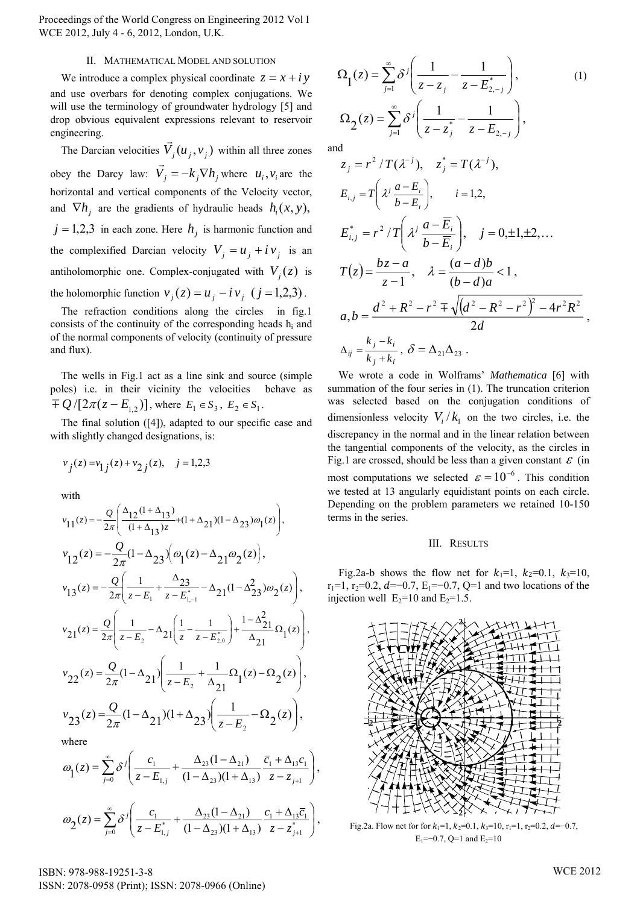## II. Mathematical Model and Solution

We introduce a complex physical coordinate $z = x + iy$ and use overbars for denoting complex conjugations. We will use the terminology of groundwater hydrology [5] and drop obvious equivalent expressions relevant to reservoir engineering.

The Darcian velocities $\vec{V}_j(u_j, v_j)$ within all three zones obey the Darcy law: $\vec{V}_j = -k_j \nabla h_j$ where $u_i, v_i$ are the horizontal and vertical components of the Velocity vector, and $\nabla h_j$ are the gradients of hydraulic heads $h_i(x, y)$, $j = 1,2,3$ in each zone. Here $h_j$ is harmonic function and the complexified Darcian velocity $V_j = u_j + i v_j$ is an antiholomorphic one. Complex-conjugated with $V_j(z)$ is the holomorphic function $v_j(z) = u_j - i v_j$ $(j = 1,2,3)$.

The refraction conditions along the circles in fig.1 consists of the continuity of the corresponding heads $h_i$ and of the normal components of velocity (continuity of pressure and flux).

The wells in Fig.1 act as a line sink and source (simple poles) i.e. in their vicinity the velocities behave as $\mp Q/[2\pi(z - E_{1,2})]$, where $E_1 \in S_3$, $E_2 \in S_1$.

The final solution ([4]), adapted to our specific case and with slightly changed designations, is:

$$v_j(z) = v_{1j}(z) + v_{2j}(z), \quad j = 1,2,3$$

with

$$v_{11}(z) = -\frac{Q}{2\pi}\left(\frac{\Delta_{12}(1+\Delta_{13})}{(1+\Delta_{13})z} + (1+\Delta_{21})(1-\Delta_{23})\omega_1(z)\right),$$

$$v_{12}(z) = -\frac{Q}{2\pi}(1-\Delta_{23})\left(\omega_1(z) - \Delta_{21}\omega_2(z)\right),$$

$$v_{13}(z) = -\frac{Q}{2\pi}\left(\frac{1}{z - E_1} + \frac{\Delta_{23}}{z - E_{1,-1}^*} - \Delta_{21}(1-\Delta_{23}^2)\omega_2(z)\right),$$

$$v_{21}(z) = \frac{Q}{2\pi}\left(\frac{1}{z - E_2} - \Delta_{21}\left(\frac{1}{z} - \frac{1}{z - E_{2,0}^*}\right) + \frac{1-\Delta_{21}^2}{\Delta_{21}}\Omega_1(z)\right),$$

$$v_{22}(z) = \frac{Q}{2\pi}(1-\Delta_{21})\left(\frac{1}{z - E_2} + \frac{1}{\Delta_{21}}\Omega_1(z) - \Omega_2(z)\right),$$

$$v_{23}(z) = \frac{Q}{2\pi}(1-\Delta_{21})(1+\Delta_{23})\left(\frac{1}{z - E_2} - \Omega_2(z)\right),$$

where

$$\omega_1(z) = \sum_{j=0}^{\infty}\delta^j\left(\frac{c_1}{z - E_{1,j}} + \frac{\Delta_{23}(1-\Delta_{21})}{(1-\Delta_{23})(1+\Delta_{13})}\frac{\bar{c}_1 + \Delta_{13}c_1}{z - z_{j+1}}\right),$$

$$\omega_2(z) = \sum_{j=0}^{\infty}\delta^j\left(\frac{c_1}{z - E_{1,j}^*} + \frac{\Delta_{23}(1-\Delta_{21})}{(1-\Delta_{23})(1+\Delta_{13})}\frac{c_1 + \Delta_{13}\bar{c}_1}{z - z_{j+1}^*}\right),$$

$$\Omega_1(z) = \sum_{j=1}^{\infty}\delta^j\left(\frac{1}{z - z_j} - \frac{1}{z - E_{2,-j}^*}\right), \tag{1}$$

$$\Omega_2(z) = \sum_{j=1}^{\infty}\delta^j\left(\frac{1}{z - z_j^*} - \frac{1}{z - E_{2,-j}}\right),$$

and

$$z_j = r^2 / T(\lambda^{-j}), \quad z_j^* = T(\lambda^{-j}),$$

$$E_{i,j} = T\left(\lambda^j \frac{a - E_i}{b - E_i}\right), \qquad i = 1,2,$$

$$E_{i,j}^* = r^2 / T\left(\lambda^j \frac{a - \bar{E}_i}{b - \bar{E}_i}\right), \quad j = 0, \pm 1, \pm 2, \ldots$$

$$T(z) = \frac{bz - a}{z - 1}, \quad \lambda = \frac{(a-d)b}{(b-d)a} < 1,$$

$$a, b = \frac{d^2 + R^2 - r^2 \mp \sqrt{\left(d^2 - R^2 - r^2\right)^2 - 4r^2R^2}}{2d},$$

$$\Delta_{ij} = \frac{k_j - k_i}{k_j + k_i}, \; \delta = \Delta_{21}\Delta_{23}.$$

We wrote a code in Wolframs' *Mathematica* [6] with summation of the four series in (1). The truncation criterion was selected based on the conjugation conditions of dimensionless velocity $V_i / k_1$ on the two circles, i.e. the discrepancy in the normal and in the linear relation between the tangential components of the velocity, as the circles in Fig.1 are crossed, should be less than a given constant $\varepsilon$ (in most computations we selected $\varepsilon = 10^{-6}$. This condition we tested at 13 angularly equidistant points on each circle. Depending on the problem parameters we retained 10-150 terms in the series.

## III. Results

Fig.2a-b shows the flow net for $k_1$=1, $k_2$=0.1, $k_3$=10, $r_1$=1, $r_2$=0.2, $d$=−0.7, $E_1$=−0.7, Q=1 and two locations of the injection well $E_2$=10 and $E_2$=1.5.

Fig.2a. Flow net for for $k_1$=1, $k_2$=0.1, $k_3$=10, $r_1$=1, $r_2$=0.2, $d$=−0.7, $E_1$=−0.7, Q=1 and $E_2$=10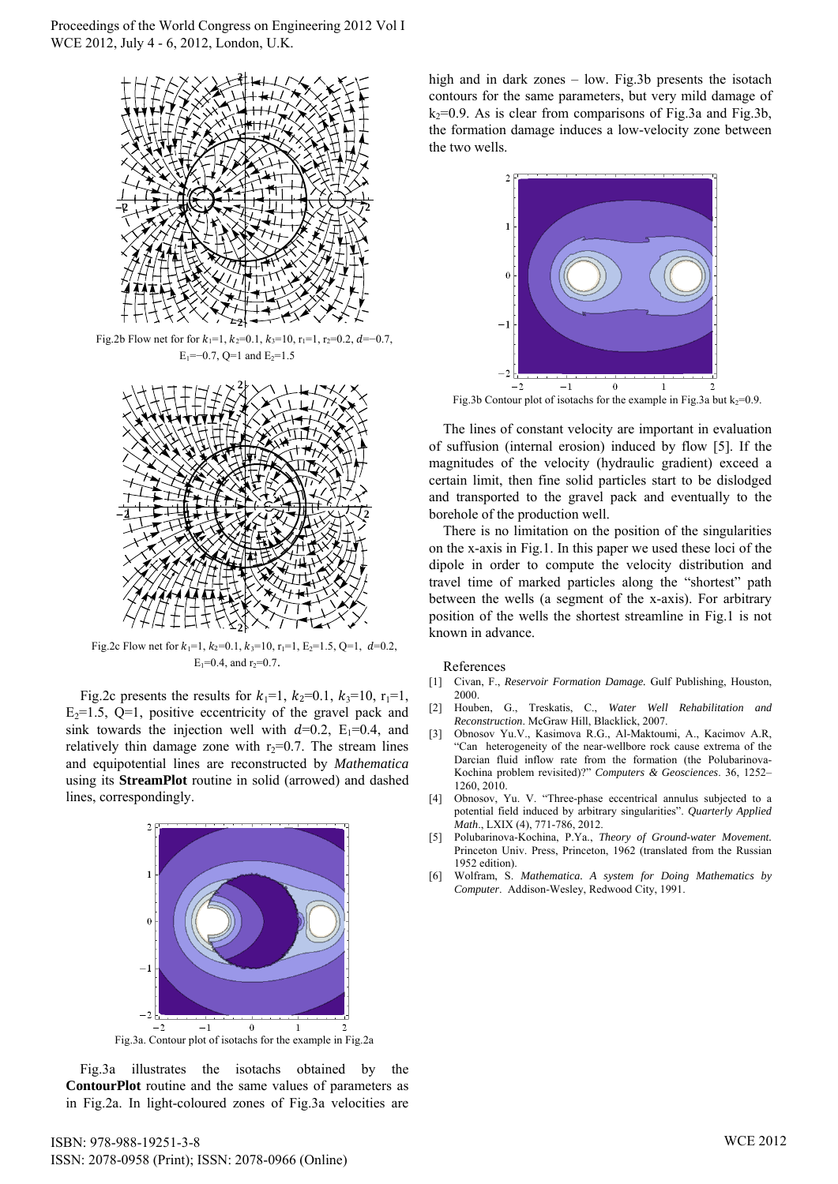Fig.2b Flow net for for $k_1$=1, $k_2$=0.1, $k_3$=10, $r_1$=1, $r_2$=0.2, $d$=−0.7, $E_1$=−0.7, Q=1 and $E_2$=1.5

Fig.2c Flow net for $k_1$=1, $k_2$=0.1, $k_3$=10, $r_1$=1, $E_2$=1.5, Q=1, $d$=0.2, $E_1$=0.4, and $r_2$=0.7.

Fig.2c presents the results for $k_1$=1, $k_2$=0.1, $k_3$=10, $r_1$=1, $E_2$=1.5, Q=1, positive eccentricity of the gravel pack and sink towards the injection well with $d$=0.2, $E_1$=0.4, and relatively thin damage zone with $r_2$=0.7. The stream lines and equipotential lines are reconstructed by *Mathematica* using its **StreamPlot** routine in solid (arrowed) and dashed lines, correspondingly.

Fig.3a. Contour plot of isotachs for the example in Fig.2a

Fig.3a illustrates the isotachs obtained by the **ContourPlot** routine and the same values of parameters as in Fig.2a. In light-coloured zones of Fig.3a velocities are high and in dark zones – low. Fig.3b presents the isotach contours for the same parameters, but very mild damage of $k_2$=0.9. As is clear from comparisons of Fig.3a and Fig.3b, the formation damage induces a low-velocity zone between the two wells.

Fig.3b Contour plot of isotachs for the example in Fig.3a but $k_2$=0.9.

The lines of constant velocity are important in evaluation of suffusion (internal erosion) induced by flow [5]. If the magnitudes of the velocity (hydraulic gradient) exceed a certain limit, then fine solid particles start to be dislodged and transported to the gravel pack and eventually to the borehole of the production well.

There is no limitation on the position of the singularities on the x-axis in Fig.1. In this paper we used these loci of the dipole in order to compute the velocity distribution and travel time of marked particles along the "shortest" path between the wells (a segment of the x-axis). For arbitrary position of the wells the shortest streamline in Fig.1 is not known in advance.

References

[1] Civan, F., *Reservoir Formation Damage.* Gulf Publishing, Houston, 2000.

[2] Houben, G., Treskatis, C., *Water Well Rehabilitation and Reconstruction*. McGraw Hill, Blacklick, 2007.

[3] Obnosov Yu.V., Kasimova R.G., Al-Maktoumi, A., Kacimov A.R, "Can heterogeneity of the near-wellbore rock cause extrema of the Darcian fluid inflow rate from the formation (the Polubarinova-Kochina problem revisited)?" *Computers & Geosciences*. 36, 1252–1260, 2010.

[4] Obnosov, Yu. V. "Three-phase eccentrical annulus subjected to a potential field induced by arbitrary singularities". *Quarterly Applied Math*., LXIX (4), 771-786, 2012.

[5] Polubarinova-Kochina, P.Ya., *Theory of Ground-water Movement.* Princeton Univ. Press, Princeton, 1962 (translated from the Russian 1952 edition).

[6] Wolfram, S. *Mathematica. A system for Doing Mathematics by Computer*. Addison-Wesley, Redwood City, 1991.